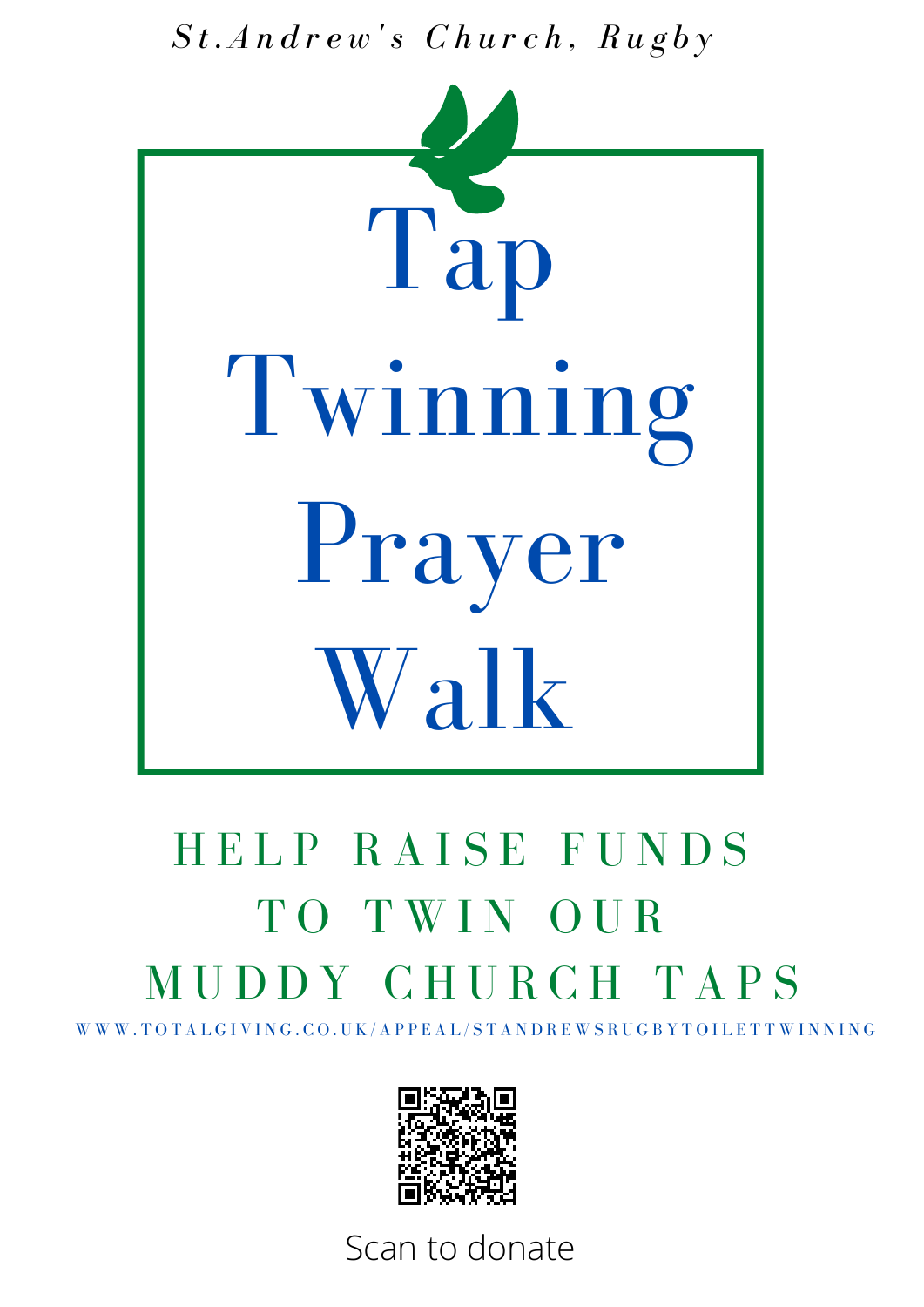*St.Andrew's Church, Rugby*

# Tap Twinning Prayer Walk

## HELP RAISE FUNDS TO TWIN OUR MUDDY CHURCH TAPS

WWW.TOTALGIVING.CO.UK/APPEAL/STANDREWSRUGBYTOILETTWINNING

Scan to donate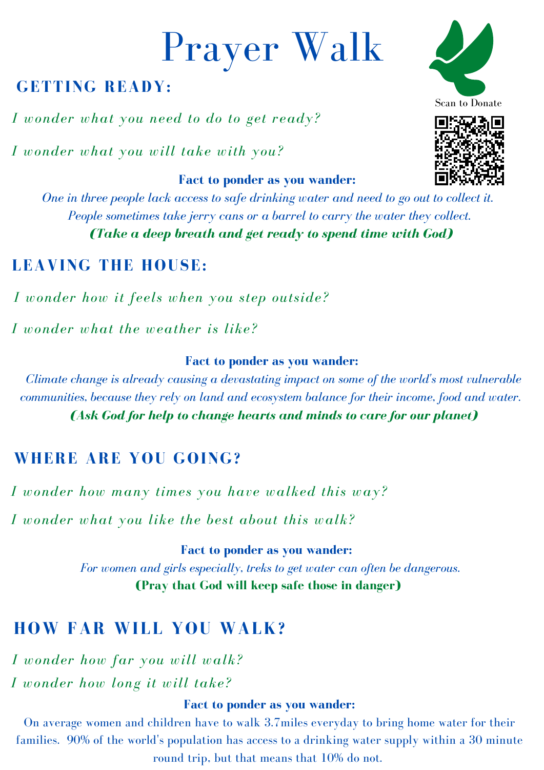# Prayer Walk

Scan to Donate

## GETTING READY:

*I wonder what you need to do to get ready?*

*I wonder what you will take with you?*

**Fact to ponder as you wander:**

*One in three people lack access to safe drinking water and need to go out to collect it. People sometimes take jerry cans or a barrel to carry the water they collect.*

***(Take a deep breath and get ready to spend time with God)***

## LEAVING THE HOUSE:

*I wonder how it feels when you step outside?*

*I wonder what the weather is like?*

**Fact to ponder as you wander:**

*Climate change is already causing a devastating impact on some of the world's most vulnerable communities, because they rely on land and ecosystem balance for their income, food and water.*

***(Ask God for help to change hearts and minds to care for our planet)***

## WHERE ARE YOU GOING?

*I wonder how many times you have walked this way?*

*I wonder what you like the best about this walk?*

**Fact to ponder as you wander:**

*For women and girls especially, treks to get water can often be dangerous.*

**(Pray that God will keep safe those in danger)**

## HOW FAR WILL YOU WALK?

*I wonder how far you will walk?*

*I wonder how long it will take?*

**Fact to ponder as you wander:**

On average women and children have to walk 3.7miles everyday to bring home water for their families. 90% of the world's population has access to a drinking water supply within a 30 minute round trip, but that means that 10% do not.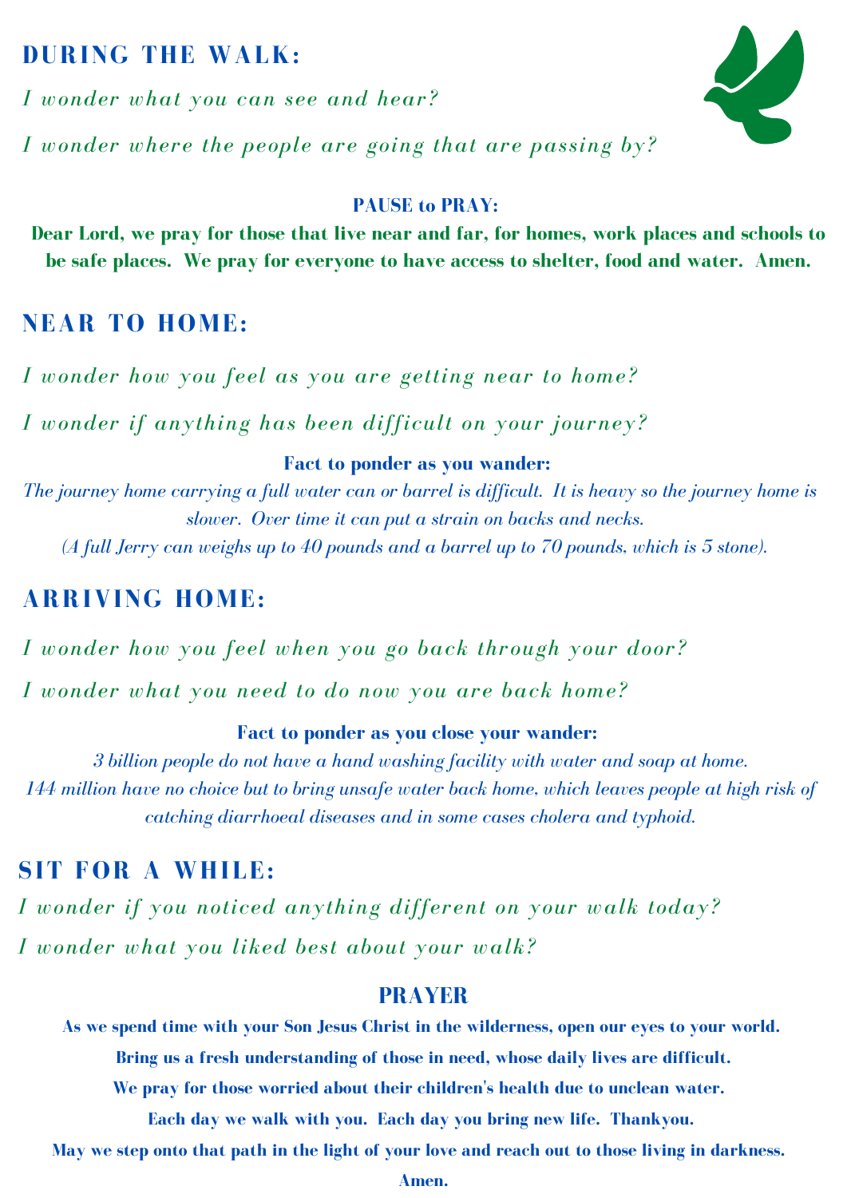## DURING THE WALK:

*I wonder what you can see and hear?*

*I wonder where the people are going that are passing by?*

**PAUSE to PRAY:**

**Dear Lord, we pray for those that live near and far, for homes, work places and schools to be safe places. We pray for everyone to have access to shelter, food and water. Amen.**

## NEAR TO HOME:

*I wonder how you feel as you are getting near to home?*

*I wonder if anything has been difficult on your journey?*

**Fact to ponder as you wander:**

*The journey home carrying a full water can or barrel is difficult. It is heavy so the journey home is slower. Over time it can put a strain on backs and necks.*
*(A full Jerry can weighs up to 40 pounds and a barrel up to 70 pounds, which is 5 stone).*

## ARRIVING HOME:

*I wonder how you feel when you go back through your door?*

*I wonder what you need to do now you are back home?*

**Fact to ponder as you close your wander:**

*3 billion people do not have a hand washing facility with water and soap at home.*
*144 million have no choice but to bring unsafe water back home, which leaves people at high risk of catching diarrhoeal diseases and in some cases cholera and typhoid.*

## SIT FOR A WHILE:

*I wonder if you noticed anything different on your walk today?*

*I wonder what you liked best about your walk?*

**PRAYER**

**As we spend time with your Son Jesus Christ in the wilderness, open our eyes to your world.**

**Bring us a fresh understanding of those in need, whose daily lives are difficult.**

**We pray for those worried about their children's health due to unclean water.**

**Each day we walk with you. Each day you bring new life. Thankyou.**

**May we step onto that path in the light of your love and reach out to those living in darkness.**

**Amen.**